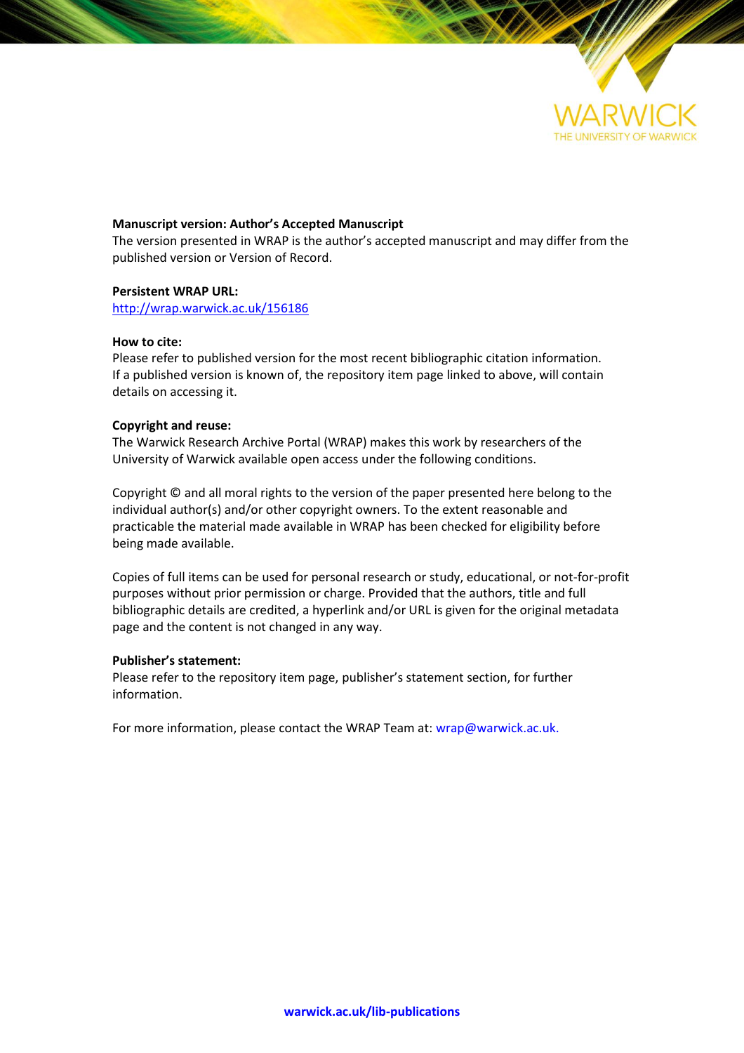WARWICK

THE UNIVERSITY OF WARWICK

**Manuscript version: Author's Accepted Manuscript**

The version presented in WRAP is the author's accepted manuscript and may differ from the published version or Version of Record.

**Persistent WRAP URL:**

http://wrap.warwick.ac.uk/156186

**How to cite:**

Please refer to published version for the most recent bibliographic citation information. If a published version is known of, the repository item page linked to above, will contain details on accessing it.

**Copyright and reuse:**

The Warwick Research Archive Portal (WRAP) makes this work by researchers of the University of Warwick available open access under the following conditions.

Copyright © and all moral rights to the version of the paper presented here belong to the individual author(s) and/or other copyright owners. To the extent reasonable and practicable the material made available in WRAP has been checked for eligibility before being made available.

Copies of full items can be used for personal research or study, educational, or not-for-profit purposes without prior permission or charge. Provided that the authors, title and full bibliographic details are credited, a hyperlink and/or URL is given for the original metadata page and the content is not changed in any way.

**Publisher's statement:**

Please refer to the repository item page, publisher's statement section, for further information.

For more information, please contact the WRAP Team at: wrap@warwick.ac.uk.

**warwick.ac.uk/lib-publications**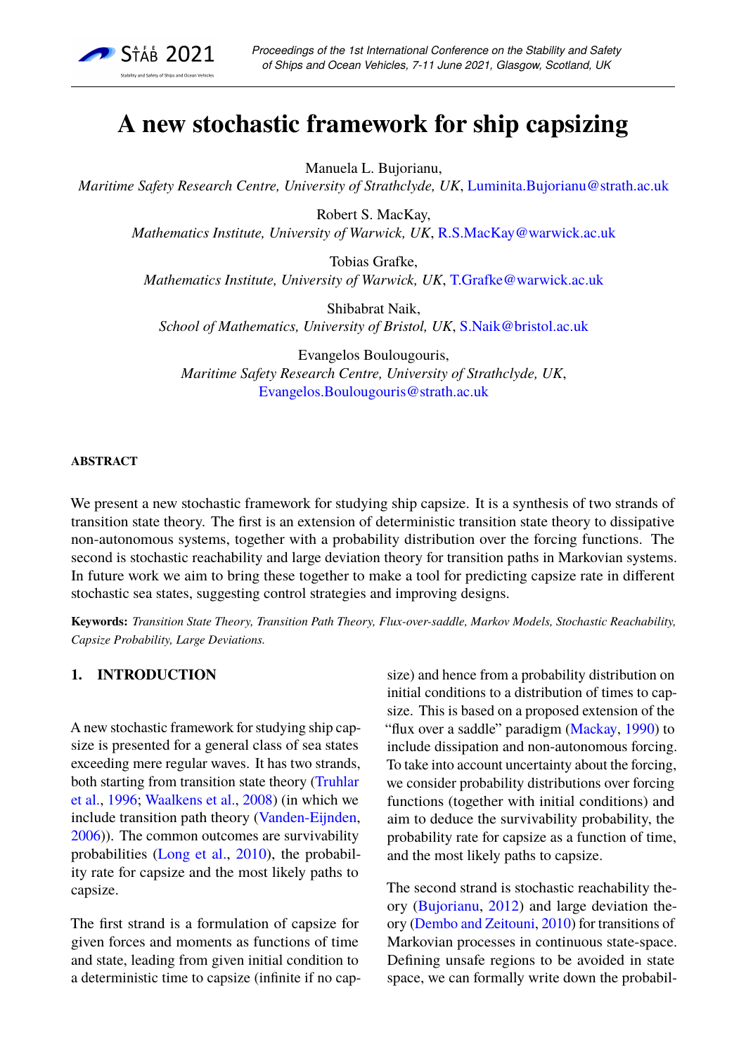# A new stochastic framework for ship capsizing

Manuela L. Bujorianu,
*Maritime Safety Research Centre, University of Strathclyde, UK*, Luminita.Bujorianu@strath.ac.uk

Robert S. MacKay,
*Mathematics Institute, University of Warwick, UK*, R.S.MacKay@warwick.ac.uk

Tobias Grafke,
*Mathematics Institute, University of Warwick, UK*, T.Grafke@warwick.ac.uk

Shibabrat Naik,
*School of Mathematics, University of Bristol, UK*, S.Naik@bristol.ac.uk

Evangelos Boulougouris,
*Maritime Safety Research Centre, University of Strathclyde, UK*, Evangelos.Boulougouris@strath.ac.uk

**ABSTRACT**

We present a new stochastic framework for studying ship capsize. It is a synthesis of two strands of transition state theory. The first is an extension of deterministic transition state theory to dissipative non-autonomous systems, together with a probability distribution over the forcing functions. The second is stochastic reachability and large deviation theory for transition paths in Markovian systems. In future work we aim to bring these together to make a tool for predicting capsize rate in different stochastic sea states, suggesting control strategies and improving designs.

**Keywords:** *Transition State Theory, Transition Path Theory, Flux-over-saddle, Markov Models, Stochastic Reachability, Capsize Probability, Large Deviations.*

## 1. INTRODUCTION

A new stochastic framework for studying ship capsize is presented for a general class of sea states exceeding mere regular waves. It has two strands, both starting from transition state theory (Truhlar et al., 1996; Waalkens et al., 2008) (in which we include transition path theory (Vanden-Eijnden, 2006)). The common outcomes are survivability probabilities (Long et al., 2010), the probability rate for capsize and the most likely paths to capsize.

The first strand is a formulation of capsize for given forces and moments as functions of time and state, leading from given initial condition to a deterministic time to capsize (infinite if no capsize) and hence from a probability distribution on initial conditions to a distribution of times to capsize. This is based on a proposed extension of the "flux over a saddle" paradigm (Mackay, 1990) to include dissipation and non-autonomous forcing. To take into account uncertainty about the forcing, we consider probability distributions over forcing functions (together with initial conditions) and aim to deduce the survivability probability, the probability rate for capsize as a function of time, and the most likely paths to capsize.

The second strand is stochastic reachability theory (Bujorianu, 2012) and large deviation theory (Dembo and Zeitouni, 2010) for transitions of Markovian processes in continuous state-space. Defining unsafe regions to be avoided in state space, we can formally write down the probabil-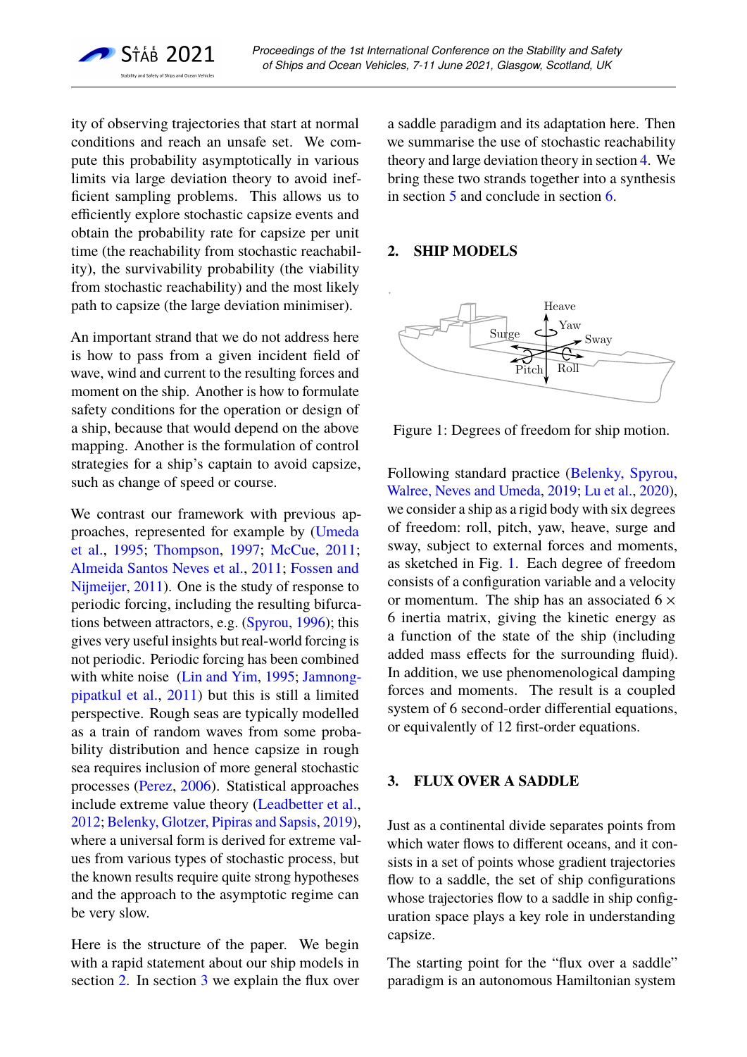ity of observing trajectories that start at normal conditions and reach an unsafe set. We compute this probability asymptotically in various limits via large deviation theory to avoid inefficient sampling problems. This allows us to efficiently explore stochastic capsize events and obtain the probability rate for capsize per unit time (the reachability from stochastic reachability), the survivability probability (the viability from stochastic reachability) and the most likely path to capsize (the large deviation minimiser).

An important strand that we do not address here is how to pass from a given incident field of wave, wind and current to the resulting forces and moment on the ship. Another is how to formulate safety conditions for the operation or design of a ship, because that would depend on the above mapping. Another is the formulation of control strategies for a ship's captain to avoid capsize, such as change of speed or course.

We contrast our framework with previous approaches, represented for example by (Umeda et al., 1995; Thompson, 1997; McCue, 2011; Almeida Santos Neves et al., 2011; Fossen and Nijmeijer, 2011). One is the study of response to periodic forcing, including the resulting bifurcations between attractors, e.g. (Spyrou, 1996); this gives very useful insights but real-world forcing is not periodic. Periodic forcing has been combined with white noise (Lin and Yim, 1995; Jamnongpipatkul et al., 2011) but this is still a limited perspective. Rough seas are typically modelled as a train of random waves from some probability distribution and hence capsize in rough sea requires inclusion of more general stochastic processes (Perez, 2006). Statistical approaches include extreme value theory (Leadbetter et al., 2012; Belenky, Glotzer, Pipiras and Sapsis, 2019), where a universal form is derived for extreme values from various types of stochastic process, but the known results require quite strong hypotheses and the approach to the asymptotic regime can be very slow.

Here is the structure of the paper. We begin with a rapid statement about our ship models in section 2. In section 3 we explain the flux over a saddle paradigm and its adaptation here. Then we summarise the use of stochastic reachability theory and large deviation theory in section 4. We bring these two strands together into a synthesis in section 5 and conclude in section 6.

## 2. SHIP MODELS

Figure 1: Degrees of freedom for ship motion.

Following standard practice (Belenky, Spyrou, Walree, Neves and Umeda, 2019; Lu et al., 2020), we consider a ship as a rigid body with six degrees of freedom: roll, pitch, yaw, heave, surge and sway, subject to external forces and moments, as sketched in Fig. 1. Each degree of freedom consists of a configuration variable and a velocity or momentum. The ship has an associated $6 \times 6$ inertia matrix, giving the kinetic energy as a function of the state of the ship (including added mass effects for the surrounding fluid). In addition, we use phenomenological damping forces and moments. The result is a coupled system of 6 second-order differential equations, or equivalently of 12 first-order equations.

## 3. FLUX OVER A SADDLE

Just as a continental divide separates points from which water flows to different oceans, and it consists in a set of points whose gradient trajectories flow to a saddle, the set of ship configurations whose trajectories flow to a saddle in ship configuration space plays a key role in understanding capsize.

The starting point for the "flux over a saddle" paradigm is an autonomous Hamiltonian system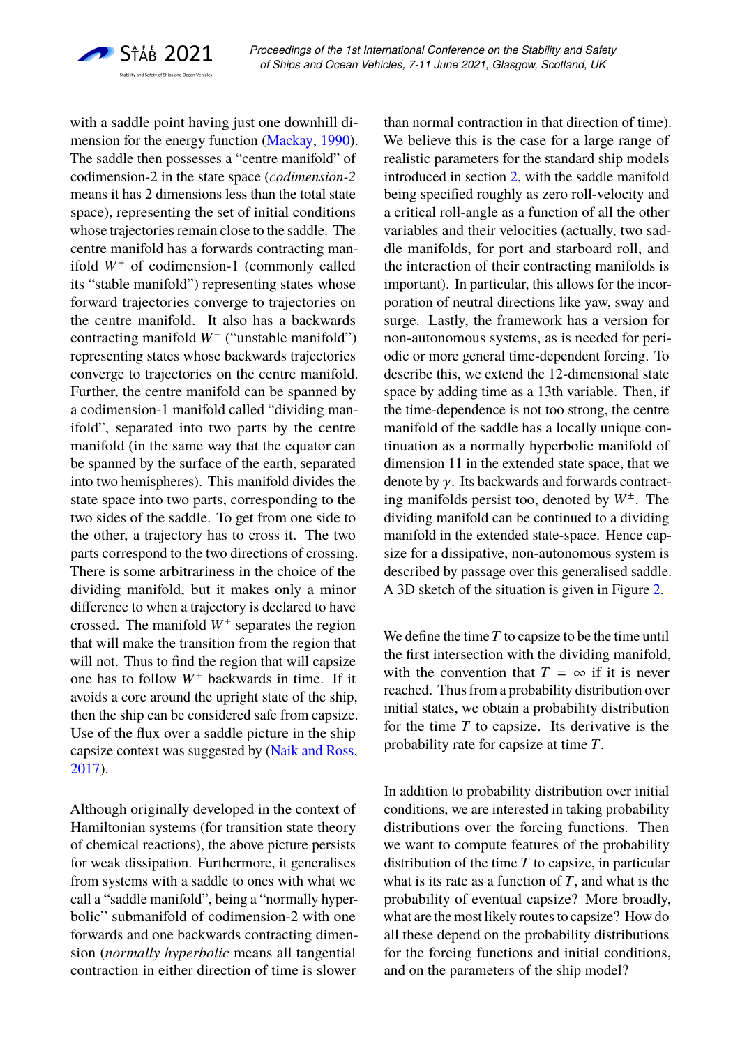with a saddle point having just one downhill dimension for the energy function (Mackay, 1990). The saddle then possesses a "centre manifold" of codimension-2 in the state space (*codimension-2* means it has 2 dimensions less than the total state space), representing the set of initial conditions whose trajectories remain close to the saddle. The centre manifold has a forwards contracting manifold $W^+$ of codimension-1 (commonly called its "stable manifold") representing states whose forward trajectories converge to trajectories on the centre manifold. It also has a backwards contracting manifold $W^-$ ("unstable manifold") representing states whose backwards trajectories converge to trajectories on the centre manifold. Further, the centre manifold can be spanned by a codimension-1 manifold called "dividing manifold", separated into two parts by the centre manifold (in the same way that the equator can be spanned by the surface of the earth, separated into two hemispheres). This manifold divides the state space into two parts, corresponding to the two sides of the saddle. To get from one side to the other, a trajectory has to cross it. The two parts correspond to the two directions of crossing. There is some arbitrariness in the choice of the dividing manifold, but it makes only a minor difference to when a trajectory is declared to have crossed. The manifold $W^+$ separates the region that will make the transition from the region that will not. Thus to find the region that will capsize one has to follow $W^+$ backwards in time. If it avoids a core around the upright state of the ship, then the ship can be considered safe from capsize. Use of the flux over a saddle picture in the ship capsize context was suggested by (Naik and Ross, 2017).

Although originally developed in the context of Hamiltonian systems (for transition state theory of chemical reactions), the above picture persists for weak dissipation. Furthermore, it generalises from systems with a saddle to ones with what we call a "saddle manifold", being a "normally hyperbolic" submanifold of codimension-2 with one forwards and one backwards contracting dimension (*normally hyperbolic* means all tangential contraction in either direction of time is slower than normal contraction in that direction of time). We believe this is the case for a large range of realistic parameters for the standard ship models introduced in section 2, with the saddle manifold being specified roughly as zero roll-velocity and a critical roll-angle as a function of all the other variables and their velocities (actually, two saddle manifolds, for port and starboard roll, and the interaction of their contracting manifolds is important). In particular, this allows for the incorporation of neutral directions like yaw, sway and surge. Lastly, the framework has a version for non-autonomous systems, as is needed for periodic or more general time-dependent forcing. To describe this, we extend the 12-dimensional state space by adding time as a 13th variable. Then, if the time-dependence is not too strong, the centre manifold of the saddle has a locally unique continuation as a normally hyperbolic manifold of dimension 11 in the extended state space, that we denote by $\gamma$. Its backwards and forwards contracting manifolds persist too, denoted by $W^{\pm}$. The dividing manifold can be continued to a dividing manifold in the extended state-space. Hence capsize for a dissipative, non-autonomous system is described by passage over this generalised saddle. A 3D sketch of the situation is given in Figure 2.

We define the time $T$ to capsize to be the time until the first intersection with the dividing manifold, with the convention that $T = \infty$ if it is never reached. Thus from a probability distribution over initial states, we obtain a probability distribution for the time $T$ to capsize. Its derivative is the probability rate for capsize at time $T$.

In addition to probability distribution over initial conditions, we are interested in taking probability distributions over the forcing functions. Then we want to compute features of the probability distribution of the time $T$ to capsize, in particular what is its rate as a function of $T$, and what is the probability of eventual capsize? More broadly, what are the most likely routes to capsize? How do all these depend on the probability distributions for the forcing functions and initial conditions, and on the parameters of the ship model?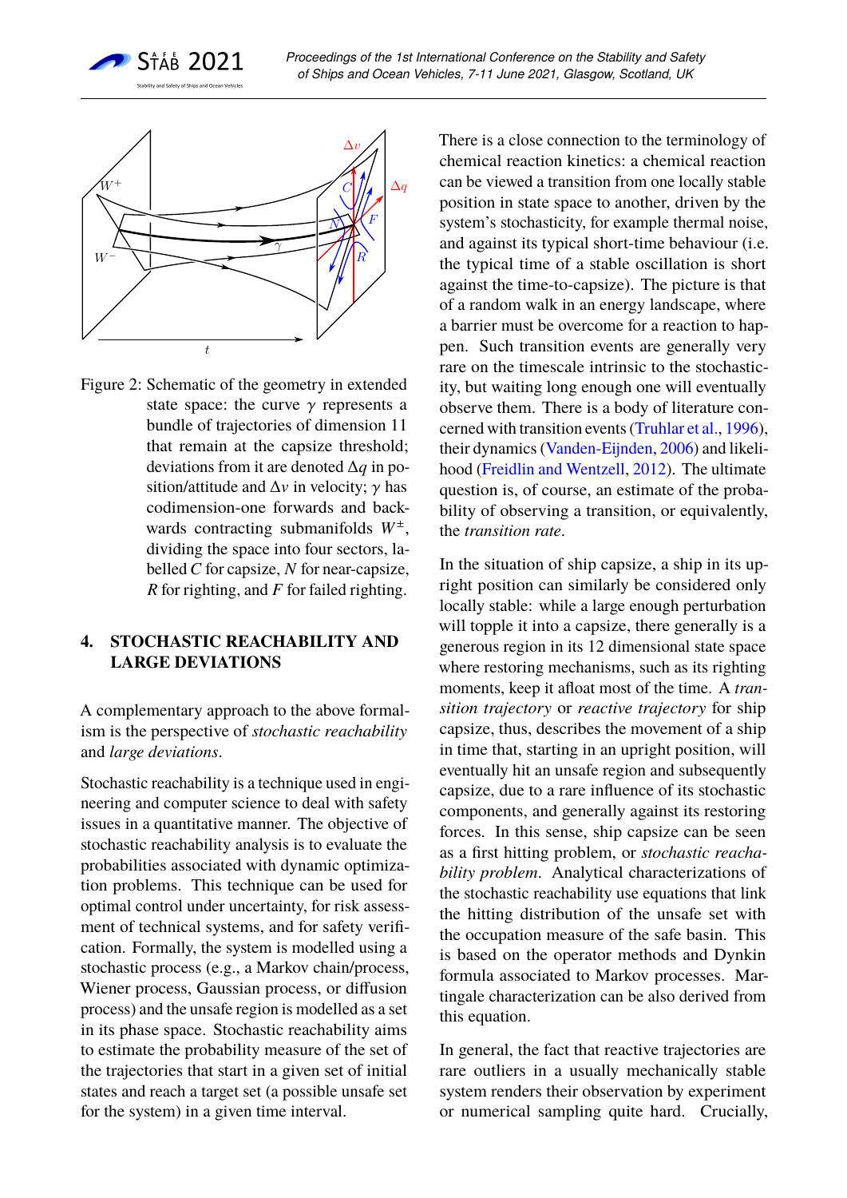Figure 2: Schematic of the geometry in extended state space: the curve $\gamma$ represents a bundle of trajectories of dimension 11 that remain at the capsize threshold; deviations from it are denoted $\Delta q$ in position/attitude and $\Delta v$ in velocity; $\gamma$ has codimension-one forwards and backwards contracting submanifolds $W^{\pm}$, dividing the space into four sectors, labelled $C$ for capsize, $N$ for near-capsize, $R$ for righting, and $F$ for failed righting.

## 4. STOCHASTIC REACHABILITY AND LARGE DEVIATIONS

A complementary approach to the above formalism is the perspective of *stochastic reachability* and *large deviations*.

Stochastic reachability is a technique used in engineering and computer science to deal with safety issues in a quantitative manner. The objective of stochastic reachability analysis is to evaluate the probabilities associated with dynamic optimization problems. This technique can be used for optimal control under uncertainty, for risk assessment of technical systems, and for safety verification. Formally, the system is modelled using a stochastic process (e.g., a Markov chain/process, Wiener process, Gaussian process, or diffusion process) and the unsafe region is modelled as a set in its phase space. Stochastic reachability aims to estimate the probability measure of the set of the trajectories that start in a given set of initial states and reach a target set (a possible unsafe set for the system) in a given time interval.

There is a close connection to the terminology of chemical reaction kinetics: a chemical reaction can be viewed a transition from one locally stable position in state space to another, driven by the system's stochasticity, for example thermal noise, and against its typical short-time behaviour (i.e. the typical time of a stable oscillation is short against the time-to-capsize). The picture is that of a random walk in an energy landscape, where a barrier must be overcome for a reaction to happen. Such transition events are generally very rare on the timescale intrinsic to the stochasticity, but waiting long enough one will eventually observe them. There is a body of literature concerned with transition events (Truhlar et al., 1996), their dynamics (Vanden-Eijnden, 2006) and likelihood (Freidlin and Wentzell, 2012). The ultimate question is, of course, an estimate of the probability of observing a transition, or equivalently, the *transition rate*.

In the situation of ship capsize, a ship in its upright position can similarly be considered only locally stable: while a large enough perturbation will topple it into a capsize, there generally is a generous region in its 12 dimensional state space where restoring mechanisms, such as its righting moments, keep it afloat most of the time. A *transition trajectory* or *reactive trajectory* for ship capsize, thus, describes the movement of a ship in time that, starting in an upright position, will eventually hit an unsafe region and subsequently capsize, due to a rare influence of its stochastic components, and generally against its restoring forces. In this sense, ship capsize can be seen as a first hitting problem, or *stochastic reachability problem*. Analytical characterizations of the stochastic reachability use equations that link the hitting distribution of the unsafe set with the occupation measure of the safe basin. This is based on the operator methods and Dynkin formula associated to Markov processes. Martingale characterization can be also derived from this equation.

In general, the fact that reactive trajectories are rare outliers in a usually mechanically stable system renders their observation by experiment or numerical sampling quite hard. Crucially,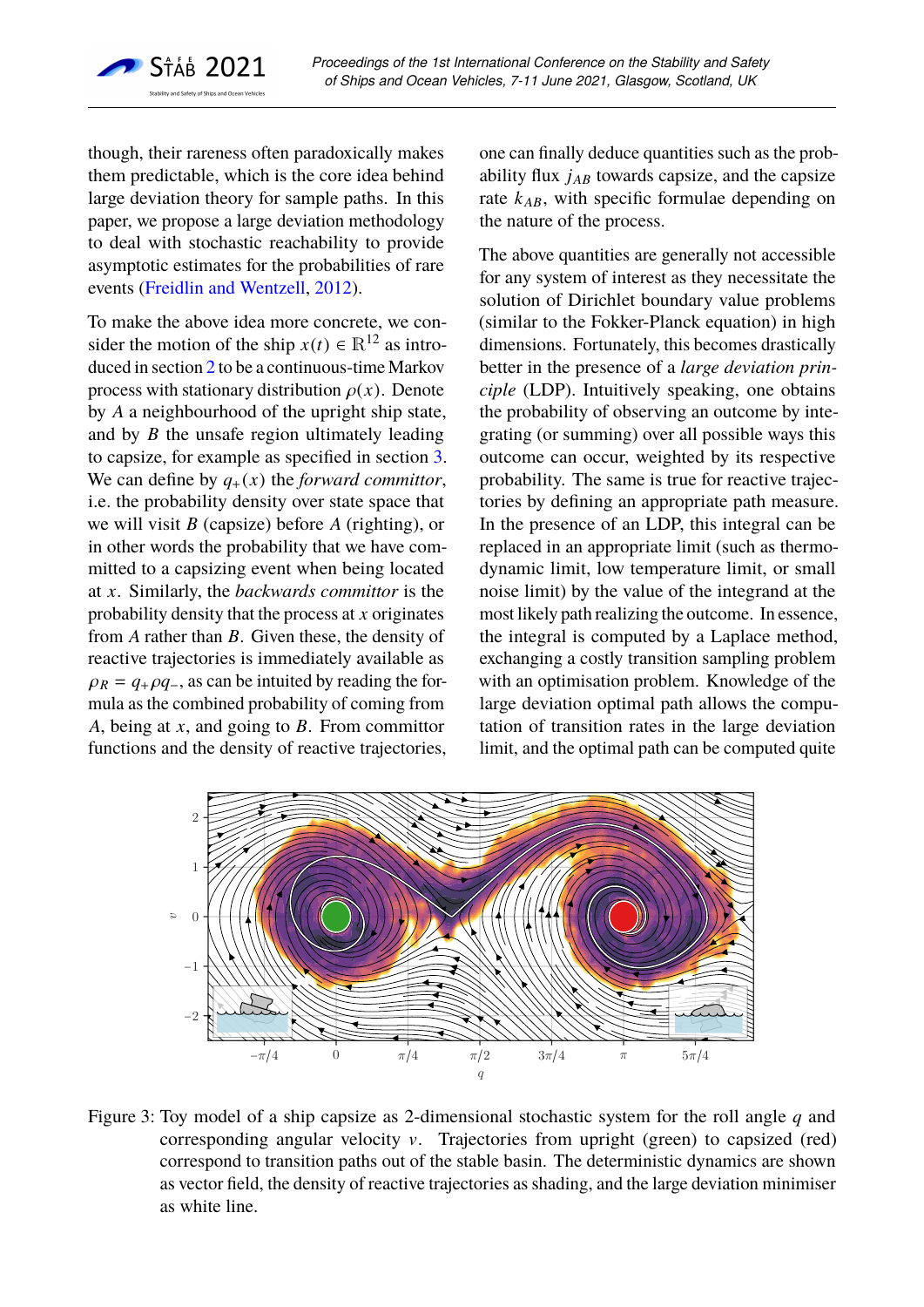though, their rareness often paradoxically makes them predictable, which is the core idea behind large deviation theory for sample paths. In this paper, we propose a large deviation methodology to deal with stochastic reachability to provide asymptotic estimates for the probabilities of rare events (Freidlin and Wentzell, 2012).

To make the above idea more concrete, we consider the motion of the ship $x(t) \in \mathbb{R}^{12}$ as introduced in section 2 to be a continuous-time Markov process with stationary distribution $\rho(x)$. Denote by $A$ a neighbourhood of the upright ship state, and by $B$ the unsafe region ultimately leading to capsize, for example as specified in section 3. We can define by $q_+(x)$ the *forward committor*, i.e. the probability density over state space that we will visit $B$ (capsize) before $A$ (righting), or in other words the probability that we have committed to a capsizing event when being located at $x$. Similarly, the *backwards committor* is the probability density that the process at $x$ originates from $A$ rather than $B$. Given these, the density of reactive trajectories is immediately available as $\rho_R = q_+ \rho q_-$, as can be intuited by reading the formula as the combined probability of coming from $A$, being at $x$, and going to $B$. From committor functions and the density of reactive trajectories, one can finally deduce quantities such as the probability flux $j_{AB}$ towards capsize, and the capsize rate $k_{AB}$, with specific formulae depending on the nature of the process.

The above quantities are generally not accessible for any system of interest as they necessitate the solution of Dirichlet boundary value problems (similar to the Fokker-Planck equation) in high dimensions. Fortunately, this becomes drastically better in the presence of a *large deviation principle* (LDP). Intuitively speaking, one obtains the probability of observing an outcome by integrating (or summing) over all possible ways this outcome can occur, weighted by its respective probability. The same is true for reactive trajectories by defining an appropriate path measure. In the presence of an LDP, this integral can be replaced in an appropriate limit (such as thermodynamic limit, low temperature limit, or small noise limit) by the value of the integrand at the most likely path realizing the outcome. In essence, the integral is computed by a Laplace method, exchanging a costly transition sampling problem with an optimisation problem. Knowledge of the large deviation optimal path allows the computation of transition rates in the large deviation limit, and the optimal path can be computed quite

Figure 3: Toy model of a ship capsize as 2-dimensional stochastic system for the roll angle $q$ and corresponding angular velocity $v$. Trajectories from upright (green) to capsized (red) correspond to transition paths out of the stable basin. The deterministic dynamics are shown as vector field, the density of reactive trajectories as shading, and the large deviation minimiser as white line.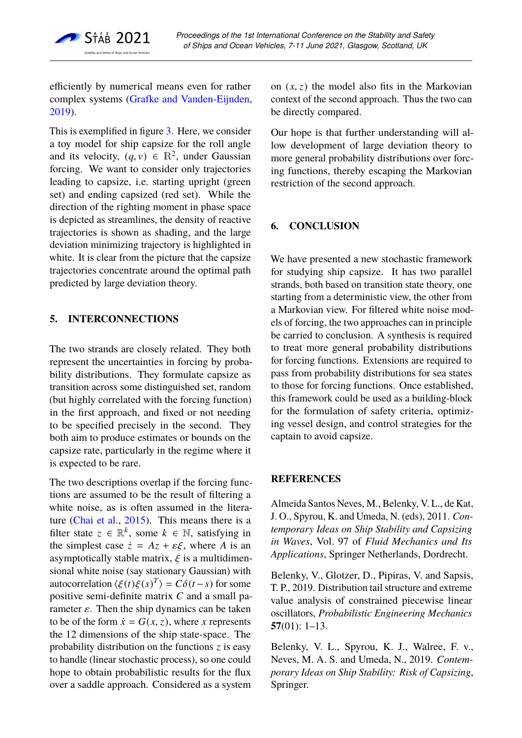efficiently by numerical means even for rather complex systems (Grafke and Vanden-Eijnden, 2019).

This is exemplified in figure 3. Here, we consider a toy model for ship capsize for the roll angle and its velocity, $(q, v) \in \mathbb{R}^2$, under Gaussian forcing. We want to consider only trajectories leading to capsize, i.e. starting upright (green set) and ending capsized (red set). While the direction of the righting moment in phase space is depicted as streamlines, the density of reactive trajectories is shown as shading, and the large deviation minimizing trajectory is highlighted in white. It is clear from the picture that the capsize trajectories concentrate around the optimal path predicted by large deviation theory.

## 5. INTERCONNECTIONS

The two strands are closely related. They both represent the uncertainties in forcing by probability distributions. They formulate capsize as transition across some distinguished set, random (but highly correlated with the forcing function) in the first approach, and fixed or not needing to be specified precisely in the second. They both aim to produce estimates or bounds on the capsize rate, particularly in the regime where it is expected to be rare.

The two descriptions overlap if the forcing functions are assumed to be the result of filtering a white noise, as is often assumed in the literature (Chai et al., 2015). This means there is a filter state $z \in \mathbb{R}^k$, some $k \in \mathbb{N}$, satisfying in the simplest case $\dot{z} = Az + \varepsilon\xi$, where $A$ is an asymptotically stable matrix, $\xi$ is a multidimensional white noise (say stationary Gaussian) with autocorrelation $\langle \xi(t)\xi(s)^T \rangle = C\delta(t - s)$ for some positive semi-definite matrix $C$ and a small parameter $\varepsilon$. Then the ship dynamics can be taken to be of the form $\dot{x} = G(x, z)$, where $x$ represents the 12 dimensions of the ship state-space. The probability distribution on the functions $z$ is easy to handle (linear stochastic process), so one could hope to obtain probabilistic results for the flux over a saddle approach. Considered as a system on $(x, z)$ the model also fits in the Markovian context of the second approach. Thus the two can be directly compared.

Our hope is that further understanding will allow development of large deviation theory to more general probability distributions over forcing functions, thereby escaping the Markovian restriction of the second approach.

## 6. CONCLUSION

We have presented a new stochastic framework for studying ship capsize. It has two parallel strands, both based on transition state theory, one starting from a deterministic view, the other from a Markovian view. For filtered white noise models of forcing, the two approaches can in principle be carried to conclusion. A synthesis is required to treat more general probability distributions for forcing functions. Extensions are required to pass from probability distributions for sea states to those for forcing functions. Once established, this framework could be used as a building-block for the formulation of safety criteria, optimizing vessel design, and control strategies for the captain to avoid capsize.

## REFERENCES

Almeida Santos Neves, M., Belenky, V. L., de Kat, J. O., Spyrou, K. and Umeda, N. (eds), 2011. *Contemporary Ideas on Ship Stability and Capsizing in Waves*, Vol. 97 of *Fluid Mechanics and Its Applications*, Springer Netherlands, Dordrecht.

Belenky, V., Glotzer, D., Pipiras, V. and Sapsis, T. P., 2019. Distribution tail structure and extreme value analysis of constrained piecewise linear oscillators, *Probabilistic Engineering Mechanics* **57**(01): 1–13.

Belenky, V. L., Spyrou, K. J., Walree, F. v., Neves, M. A. S. and Umeda, N., 2019. *Contemporary Ideas on Ship Stability: Risk of Capsizing*, Springer.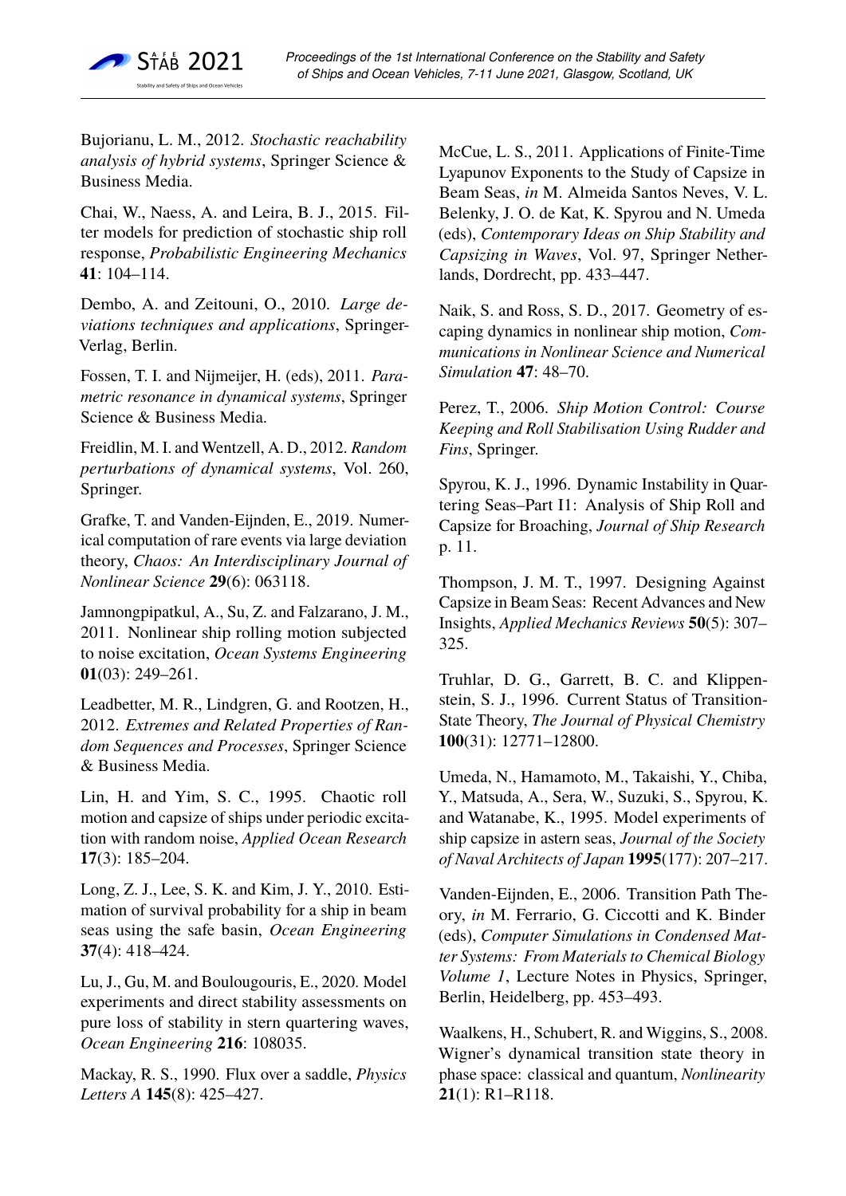Bujorianu, L. M., 2012. *Stochastic reachability analysis of hybrid systems*, Springer Science & Business Media.

Chai, W., Naess, A. and Leira, B. J., 2015. Filter models for prediction of stochastic ship roll response, *Probabilistic Engineering Mechanics* **41**: 104–114.

Dembo, A. and Zeitouni, O., 2010. *Large deviations techniques and applications*, Springer-Verlag, Berlin.

Fossen, T. I. and Nijmeijer, H. (eds), 2011. *Parametric resonance in dynamical systems*, Springer Science & Business Media.

Freidlin, M. I. and Wentzell, A. D., 2012. *Random perturbations of dynamical systems*, Vol. 260, Springer.

Grafke, T. and Vanden-Eijnden, E., 2019. Numerical computation of rare events via large deviation theory, *Chaos: An Interdisciplinary Journal of Nonlinear Science* **29**(6): 063118.

Jamnongpipatkul, A., Su, Z. and Falzarano, J. M., 2011. Nonlinear ship rolling motion subjected to noise excitation, *Ocean Systems Engineering* **01**(03): 249–261.

Leadbetter, M. R., Lindgren, G. and Rootzen, H., 2012. *Extremes and Related Properties of Random Sequences and Processes*, Springer Science & Business Media.

Lin, H. and Yim, S. C., 1995. Chaotic roll motion and capsize of ships under periodic excitation with random noise, *Applied Ocean Research* **17**(3): 185–204.

Long, Z. J., Lee, S. K. and Kim, J. Y., 2010. Estimation of survival probability for a ship in beam seas using the safe basin, *Ocean Engineering* **37**(4): 418–424.

Lu, J., Gu, M. and Boulougouris, E., 2020. Model experiments and direct stability assessments on pure loss of stability in stern quartering waves, *Ocean Engineering* **216**: 108035.

Mackay, R. S., 1990. Flux over a saddle, *Physics Letters A* **145**(8): 425–427.

McCue, L. S., 2011. Applications of Finite-Time Lyapunov Exponents to the Study of Capsize in Beam Seas, *in* M. Almeida Santos Neves, V. L. Belenky, J. O. de Kat, K. Spyrou and N. Umeda (eds), *Contemporary Ideas on Ship Stability and Capsizing in Waves*, Vol. 97, Springer Netherlands, Dordrecht, pp. 433–447.

Naik, S. and Ross, S. D., 2017. Geometry of escaping dynamics in nonlinear ship motion, *Communications in Nonlinear Science and Numerical Simulation* **47**: 48–70.

Perez, T., 2006. *Ship Motion Control: Course Keeping and Roll Stabilisation Using Rudder and Fins*, Springer.

Spyrou, K. J., 1996. Dynamic Instability in Quartering Seas–Part I1: Analysis of Ship Roll and Capsize for Broaching, *Journal of Ship Research* p. 11.

Thompson, J. M. T., 1997. Designing Against Capsize in Beam Seas: Recent Advances and New Insights, *Applied Mechanics Reviews* **50**(5): 307–325.

Truhlar, D. G., Garrett, B. C. and Klippenstein, S. J., 1996. Current Status of Transition-State Theory, *The Journal of Physical Chemistry* **100**(31): 12771–12800.

Umeda, N., Hamamoto, M., Takaishi, Y., Chiba, Y., Matsuda, A., Sera, W., Suzuki, S., Spyrou, K. and Watanabe, K., 1995. Model experiments of ship capsize in astern seas, *Journal of the Society of Naval Architects of Japan* **1995**(177): 207–217.

Vanden-Eijnden, E., 2006. Transition Path Theory, *in* M. Ferrario, G. Ciccotti and K. Binder (eds), *Computer Simulations in Condensed Matter Systems: From Materials to Chemical Biology Volume 1*, Lecture Notes in Physics, Springer, Berlin, Heidelberg, pp. 453–493.

Waalkens, H., Schubert, R. and Wiggins, S., 2008. Wigner's dynamical transition state theory in phase space: classical and quantum, *Nonlinearity* **21**(1): R1–R118.